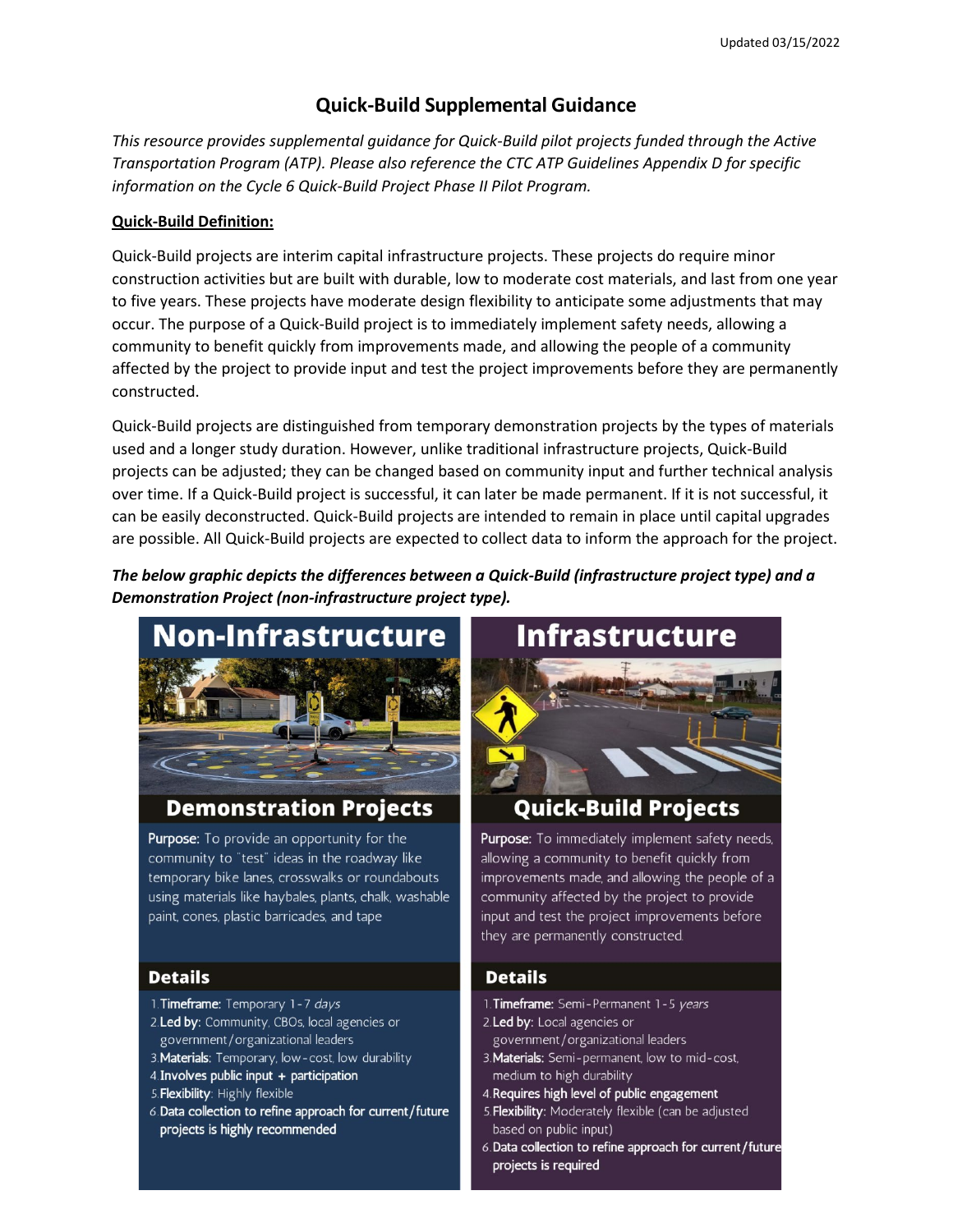# Quick-Build Supplemental Guidance

*This resource provides supplemental guidance for Quick-Build pilot projects funded through the Active Transportation Program (ATP). Please also reference the CTC ATP Guidelines Appendix D for specific information on the Cycle 6 Quick-Build Project Phase II Pilot Program.*

**Quick-Build Definition:**

Quick-Build projects are interim capital infrastructure projects. These projects do require minor construction activities but are built with durable, low to moderate cost materials, and last from one year to five years. These projects have moderate design flexibility to anticipate some adjustments that may occur. The purpose of a Quick-Build project is to immediately implement safety needs, allowing a community to benefit quickly from improvements made, and allowing the people of a community affected by the project to provide input and test the project improvements before they are permanently constructed.

Quick-Build projects are distinguished from temporary demonstration projects by the types of materials used and a longer study duration. However, unlike traditional infrastructure projects, Quick-Build projects can be adjusted; they can be changed based on community input and further technical analysis over time. If a Quick-Build project is successful, it can later be made permanent. If it is not successful, it can be easily deconstructed. Quick-Build projects are intended to remain in place until capital upgrades are possible. All Quick-Build projects are expected to collect data to inform the approach for the project.

***The below graphic depicts the differences between a Quick-Build (infrastructure project type) and a Demonstration Project (non-infrastructure project type).***

## Non-Infrastructure

### Demonstration Projects

**Purpose:** To provide an opportunity for the community to "test" ideas in the roadway like temporary bike lanes, crosswalks or roundabouts using materials like haybales, plants, chalk, washable paint, cones, plastic barricades, and tape

#### Details

1. **Timeframe:** Temporary 1-7 *days*
2. **Led by:** Community, CBOs, local agencies or government/organizational leaders
3. **Materials:** Temporary, low-cost, low durability
4. **Involves public input + participation**
5. **Flexibility:** Highly flexible
6. **Data collection to refine approach for current/future projects is highly recommended**

## Infrastructure

### Quick-Build Projects

**Purpose:** To immediately implement safety needs, allowing a community to benefit quickly from improvements made, and allowing the people of a community affected by the project to provide input and test the project improvements before they are permanently constructed.

#### Details

1. **Timeframe:** Semi-Permanent 1-5 *years*
2. **Led by:** Local agencies or government/organizational leaders
3. **Materials:** Semi-permanent, low to mid-cost, medium to high durability
4. **Requires high level of public engagement**
5. **Flexibility:** Moderately flexible (can be adjusted based on public input)
6. **Data collection to refine approach for current/future projects is required**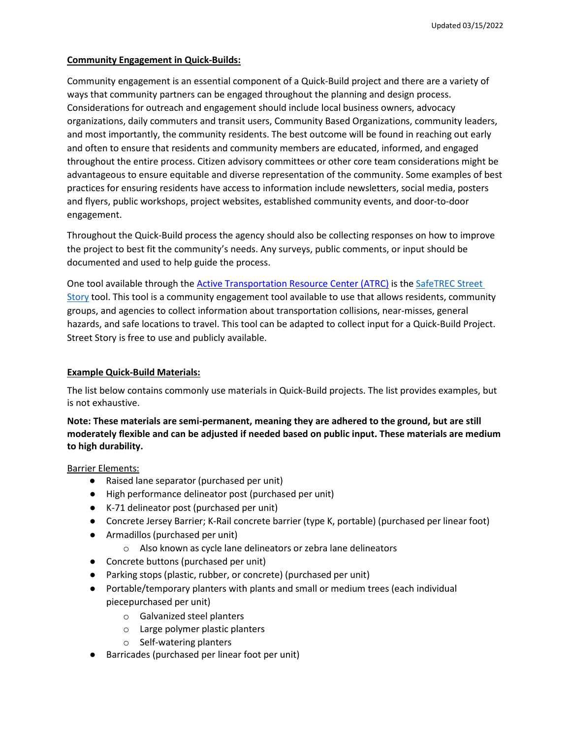**Community Engagement in Quick-Builds:**

Community engagement is an essential component of a Quick-Build project and there are a variety of ways that community partners can be engaged throughout the planning and design process. Considerations for outreach and engagement should include local business owners, advocacy organizations, daily commuters and transit users, Community Based Organizations, community leaders, and most importantly, the community residents. The best outcome will be found in reaching out early and often to ensure that residents and community members are educated, informed, and engaged throughout the entire process. Citizen advisory committees or other core team considerations might be advantageous to ensure equitable and diverse representation of the community. Some examples of best practices for ensuring residents have access to information include newsletters, social media, posters and flyers, public workshops, project websites, established community events, and door-to-door engagement.

Throughout the Quick-Build process the agency should also be collecting responses on how to improve the project to best fit the community's needs. Any surveys, public comments, or input should be documented and used to help guide the process.

One tool available through the Active Transportation Resource Center (ATRC) is the SafeTREC Street Story tool. This tool is a community engagement tool available to use that allows residents, community groups, and agencies to collect information about transportation collisions, near-misses, general hazards, and safe locations to travel. This tool can be adapted to collect input for a Quick-Build Project. Street Story is free to use and publicly available.

**Example Quick-Build Materials:**

The list below contains commonly use materials in Quick-Build projects. The list provides examples, but is not exhaustive.

**Note: These materials are semi-permanent, meaning they are adhered to the ground, but are still moderately flexible and can be adjusted if needed based on public input. These materials are medium to high durability.**

Barrier Elements:

- Raised lane separator (purchased per unit)
- High performance delineator post (purchased per unit)
- K-71 delineator post (purchased per unit)
- Concrete Jersey Barrier; K-Rail concrete barrier (type K, portable) (purchased per linear foot)
- Armadillos (purchased per unit)
    - Also known as cycle lane delineators or zebra lane delineators
- Concrete buttons (purchased per unit)
- Parking stops (plastic, rubber, or concrete) (purchased per unit)
- Portable/temporary planters with plants and small or medium trees (each individual piecepurchased per unit)
    - Galvanized steel planters
    - Large polymer plastic planters
    - Self-watering planters
- Barricades (purchased per linear foot per unit)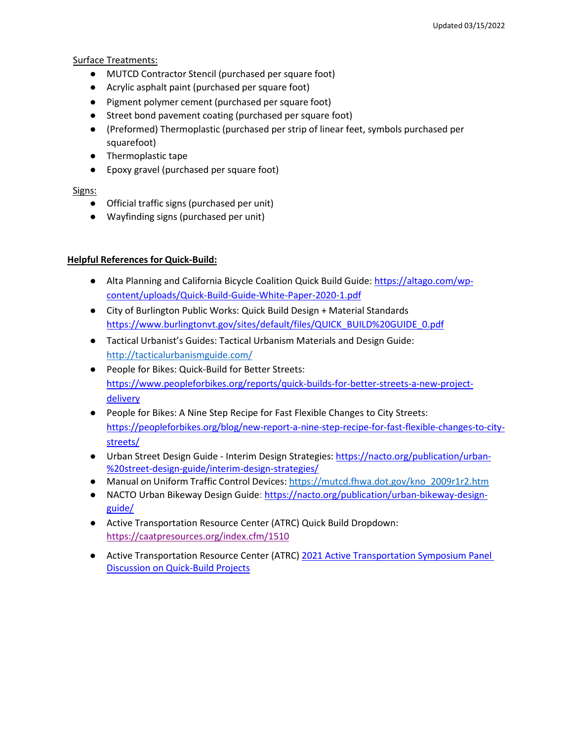Surface Treatments:

- MUTCD Contractor Stencil (purchased per square foot)
- Acrylic asphalt paint (purchased per square foot)
- Pigment polymer cement (purchased per square foot)
- Street bond pavement coating (purchased per square foot)
- (Preformed) Thermoplastic (purchased per strip of linear feet, symbols purchased per squarefoot)
- Thermoplastic tape
- Epoxy gravel (purchased per square foot)

Signs:

- Official traffic signs (purchased per unit)
- Wayfinding signs (purchased per unit)

**Helpful References for Quick-Build:**

- Alta Planning and California Bicycle Coalition Quick Build Guide: https://altago.com/wp-content/uploads/Quick-Build-Guide-White-Paper-2020-1.pdf
- City of Burlington Public Works: Quick Build Design + Material Standards https://www.burlingtonvt.gov/sites/default/files/QUICK_BUILD%20GUIDE_0.pdf
- Tactical Urbanist's Guides: Tactical Urbanism Materials and Design Guide: http://tacticalurbanismguide.com/
- People for Bikes: Quick-Build for Better Streets: https://www.peopleforbikes.org/reports/quick-builds-for-better-streets-a-new-project-delivery
- People for Bikes: A Nine Step Recipe for Fast Flexible Changes to City Streets: https://peopleforbikes.org/blog/new-report-a-nine-step-recipe-for-fast-flexible-changes-to-city-streets/
- Urban Street Design Guide - Interim Design Strategies: https://nacto.org/publication/urban-%20street-design-guide/interim-design-strategies/
- Manual on Uniform Traffic Control Devices: https://mutcd.fhwa.dot.gov/kno_2009r1r2.htm
- NACTO Urban Bikeway Design Guide: https://nacto.org/publication/urban-bikeway-design-guide/
- Active Transportation Resource Center (ATRC) Quick Build Dropdown: https://caatpresources.org/index.cfm/1510
- Active Transportation Resource Center (ATRC) 2021 Active Transportation Symposium Panel Discussion on Quick-Build Projects